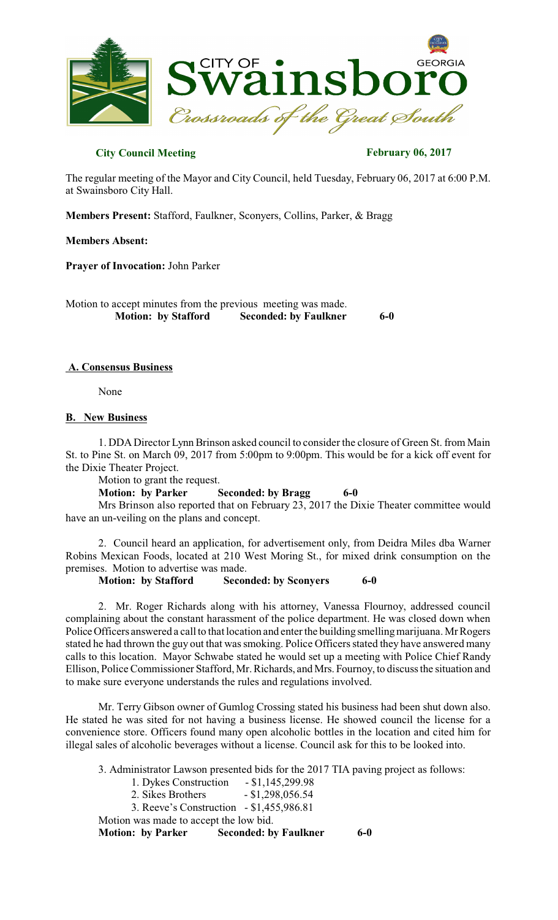**City Council Meeting** **February 06, 2017**

The regular meeting of the Mayor and City Council, held Tuesday, February 06, 2017 at 6:00 P.M. at Swainsboro City Hall.

**Members Present:** Stafford, Faulkner, Sconyers, Collins, Parker, & Bragg

**Members Absent:**

**Prayer of Invocation:** John Parker

Motion to accept minutes from the previous meeting was made.
**Motion: by Stafford** **Seconded: by Faulkner** **6-0**

**A. Consensus Business**

None

**B. New Business**

1. DDA Director Lynn Brinson asked council to consider the closure of Green St. from Main St. to Pine St. on March 09, 2017 from 5:00pm to 9:00pm. This would be for a kick off event for the Dixie Theater Project.

Motion to grant the request.

**Motion: by Parker** **Seconded: by Bragg** **6-0**

Mrs Brinson also reported that on February 23, 2017 the Dixie Theater committee would have an un-veiling on the plans and concept.

2. Council heard an application, for advertisement only, from Deidra Miles dba Warner Robins Mexican Foods, located at 210 West Moring St., for mixed drink consumption on the premises. Motion to advertise was made.

**Motion: by Stafford** **Seconded: by Sconyers** **6-0**

2. Mr. Roger Richards along with his attorney, Vanessa Flournoy, addressed council complaining about the constant harassment of the police department. He was closed down when Police Officers answered a call to that location and enter the building smelling marijuana. Mr Rogers stated he had thrown the guy out that was smoking. Police Officers stated they have answered many calls to this location. Mayor Schwabe stated he would set up a meeting with Police Chief Randy Ellison, Police Commissioner Stafford, Mr. Richards, and Mrs. Fournoy, to discuss the situation and to make sure everyone understands the rules and regulations involved.

Mr. Terry Gibson owner of Gumlog Crossing stated his business had been shut down also. He stated he was sited for not having a business license. He showed council the license for a convenience store. Officers found many open alcoholic bottles in the location and cited him for illegal sales of alcoholic beverages without a license. Council ask for this to be looked into.

3. Administrator Lawson presented bids for the 2017 TIA paving project as follows:

1. Dykes Construction - $1,145,299.98
2. Sikes Brothers - $1,298,056.54
3. Reeve's Construction - $1,455,986.81

Motion was made to accept the low bid.

**Motion: by Parker** **Seconded: by Faulkner** **6-0**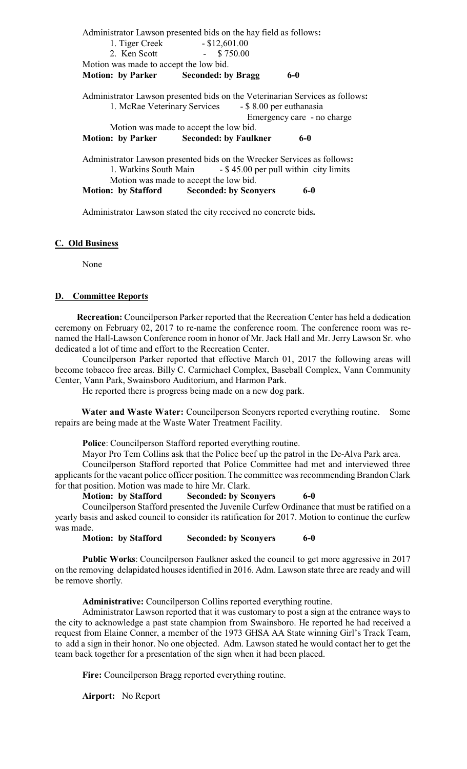Administrator Lawson presented bids on the hay field as follows**:**

1. Tiger Creek - $12,601.00
2. Ken Scott - $ 750.00

Motion was made to accept the low bid.

**Motion: by Parker Seconded: by Bragg 6-0**

Administrator Lawson presented bids on the Veterinarian Services as follows**:**

1. McRae Veterinary Services - $ 8.00 per euthanasia
   Emergency care - no charge

Motion was made to accept the low bid.

**Motion: by Parker Seconded: by Faulkner 6-0**

Administrator Lawson presented bids on the Wrecker Services as follows**:**

1. Watkins South Main - $ 45.00 per pull within city limits

Motion was made to accept the low bid.

**Motion: by Stafford Seconded: by Sconyers 6-0**

Administrator Lawson stated the city received no concrete bids**.**

## C. Old Business

None

## D. Committee Reports

**Recreation:** Councilperson Parker reported that the Recreation Center has held a dedication ceremony on February 02, 2017 to re-name the conference room. The conference room was re-named the Hall-Lawson Conference room in honor of Mr. Jack Hall and Mr. Jerry Lawson Sr. who dedicated a lot of time and effort to the Recreation Center.

Councilperson Parker reported that effective March 01, 2017 the following areas will become tobacco free areas. Billy C. Carmichael Complex, Baseball Complex, Vann Community Center, Vann Park, Swainsboro Auditorium, and Harmon Park.

He reported there is progress being made on a new dog park.

**Water and Waste Water:** Councilperson Sconyers reported everything routine. Some repairs are being made at the Waste Water Treatment Facility.

**Police**: Councilperson Stafford reported everything routine.

Mayor Pro Tem Collins ask that the Police beef up the patrol in the De-Alva Park area.

Councilperson Stafford reported that Police Committee had met and interviewed three applicants for the vacant police officer position. The committee was recommending Brandon Clark for that position. Motion was made to hire Mr. Clark.

**Motion: by Stafford Seconded: by Sconyers 6-0**

Councilperson Stafford presented the Juvenile Curfew Ordinance that must be ratified on a yearly basis and asked council to consider its ratification for 2017. Motion to continue the curfew was made.

**Motion: by Stafford Seconded: by Sconyers 6-0**

**Public Works**: Councilperson Faulkner asked the council to get more aggressive in 2017 on the removing delapidated houses identified in 2016. Adm. Lawson state three are ready and will be remove shortly.

**Administrative:** Councilperson Collins reported everything routine.

Administrator Lawson reported that it was customary to post a sign at the entrance ways to the city to acknowledge a past state champion from Swainsboro. He reported he had received a request from Elaine Conner, a member of the 1973 GHSA AA State winning Girl's Track Team, to add a sign in their honor. No one objected. Adm. Lawson stated he would contact her to get the team back together for a presentation of the sign when it had been placed.

**Fire:** Councilperson Bragg reported everything routine.

**Airport:** No Report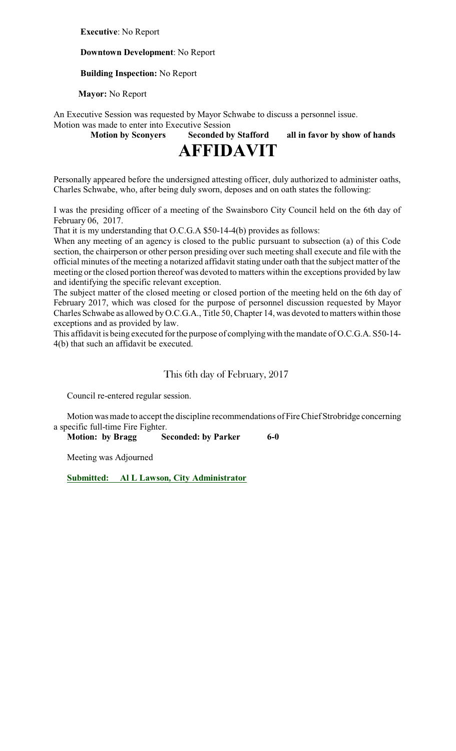**Executive**: No Report

**Downtown Development**: No Report

**Building Inspection:** No Report

**Mayor:** No Report

An Executive Session was requested by Mayor Schwabe to discuss a personnel issue.
Motion was made to enter into Executive Session

**Motion by Sconyers  Seconded by Stafford  all in favor by show of hands**

# AFFIDAVIT

Personally appeared before the undersigned attesting officer, duly authorized to administer oaths, Charles Schwabe, who, after being duly sworn, deposes and on oath states the following:

I was the presiding officer of a meeting of the Swainsboro City Council held on the 6th day of February 06, 2017.

That it is my understanding that O.C.G.A $50-14-4(b) provides as follows:

When any meeting of an agency is closed to the public pursuant to subsection (a) of this Code section, the chairperson or other person presiding over such meeting shall execute and file with the official minutes of the meeting a notarized affidavit stating under oath that the subject matter of the meeting or the closed portion thereof was devoted to matters within the exceptions provided by law and identifying the specific relevant exception.

The subject matter of the closed meeting or closed portion of the meeting held on the 6th day of February 2017, which was closed for the purpose of personnel discussion requested by Mayor Charles Schwabe as allowed by O.C.G.A., Title 50, Chapter 14, was devoted to matters within those exceptions and as provided by law.

This affidavit is being executed for the purpose of complying with the mandate of O.C.G.A. S50-14-4(b) that such an affidavit be executed.

This 6th day of February, 2017

Council re-entered regular session.

Motion was made to accept the discipline recommendations of Fire Chief Strobridge concerning a specific full-time Fire Fighter.

**Motion: by Bragg  Seconded: by Parker  6-0**

Meeting was Adjourned

**Submitted: Al L Lawson, City Administrator**